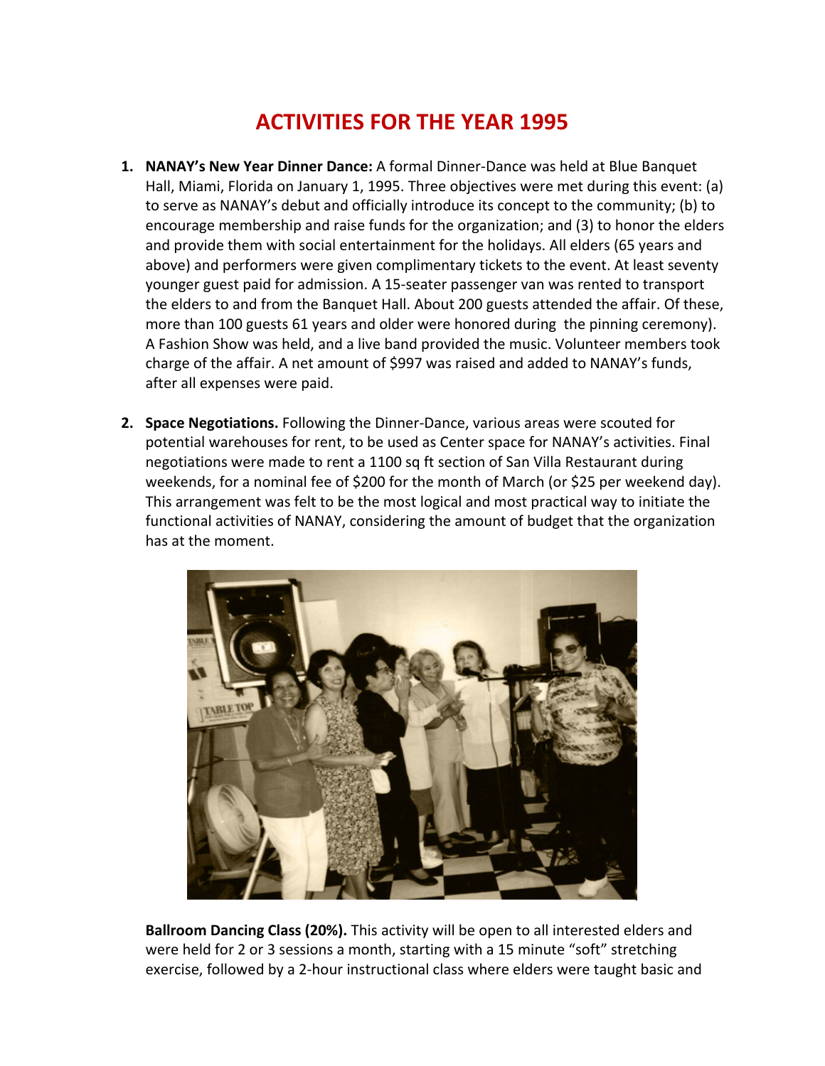# ACTIVITIES FOR THE YEAR 1995

1. **NANAY's New Year Dinner Dance:** A formal Dinner-Dance was held at Blue Banquet Hall, Miami, Florida on January 1, 1995. Three objectives were met during this event: (a) to serve as NANAY's debut and officially introduce its concept to the community; (b) to encourage membership and raise funds for the organization; and (3) to honor the elders and provide them with social entertainment for the holidays. All elders (65 years and above) and performers were given complimentary tickets to the event. At least seventy younger guest paid for admission. A 15-seater passenger van was rented to transport the elders to and from the Banquet Hall. About 200 guests attended the affair. Of these, more than 100 guests 61 years and older were honored during the pinning ceremony). A Fashion Show was held, and a live band provided the music. Volunteer members took charge of the affair. A net amount of $997 was raised and added to NANAY's funds, after all expenses were paid.

2. **Space Negotiations.** Following the Dinner-Dance, various areas were scouted for potential warehouses for rent, to be used as Center space for NANAY's activities. Final negotiations were made to rent a 1100 sq ft section of San Villa Restaurant during weekends, for a nominal fee of $200 for the month of March (or $25 per weekend day). This arrangement was felt to be the most logical and most practical way to initiate the functional activities of NANAY, considering the amount of budget that the organization has at the moment.

**Ballroom Dancing Class (20%).** This activity will be open to all interested elders and were held for 2 or 3 sessions a month, starting with a 15 minute "soft" stretching exercise, followed by a 2-hour instructional class where elders were taught basic and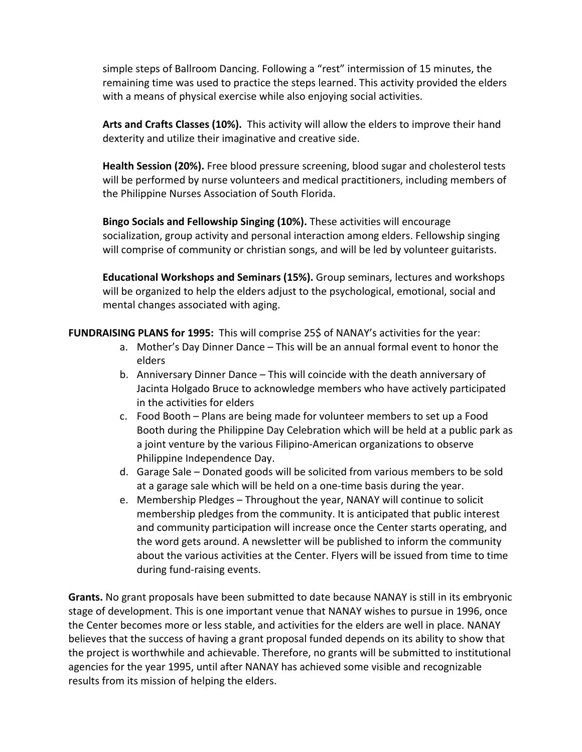simple steps of Ballroom Dancing. Following a "rest" intermission of 15 minutes, the remaining time was used to practice the steps learned. This activity provided the elders with a means of physical exercise while also enjoying social activities.

**Arts and Crafts Classes (10%).** This activity will allow the elders to improve their hand dexterity and utilize their imaginative and creative side.

**Health Session (20%).** Free blood pressure screening, blood sugar and cholesterol tests will be performed by nurse volunteers and medical practitioners, including members of the Philippine Nurses Association of South Florida.

**Bingo Socials and Fellowship Singing (10%).** These activities will encourage socialization, group activity and personal interaction among elders. Fellowship singing will comprise of community or christian songs, and will be led by volunteer guitarists.

**Educational Workshops and Seminars (15%).** Group seminars, lectures and workshops will be organized to help the elders adjust to the psychological, emotional, social and mental changes associated with aging.

**FUNDRAISING PLANS for 1995:** This will comprise 25$ of NANAY's activities for the year:

a. Mother's Day Dinner Dance – This will be an annual formal event to honor the elders
b. Anniversary Dinner Dance – This will coincide with the death anniversary of Jacinta Holgado Bruce to acknowledge members who have actively participated in the activities for elders
c. Food Booth – Plans are being made for volunteer members to set up a Food Booth during the Philippine Day Celebration which will be held at a public park as a joint venture by the various Filipino-American organizations to observe Philippine Independence Day.
d. Garage Sale – Donated goods will be solicited from various members to be sold at a garage sale which will be held on a one-time basis during the year.
e. Membership Pledges – Throughout the year, NANAY will continue to solicit membership pledges from the community. It is anticipated that public interest and community participation will increase once the Center starts operating, and the word gets around. A newsletter will be published to inform the community about the various activities at the Center. Flyers will be issued from time to time during fund-raising events.

**Grants.** No grant proposals have been submitted to date because NANAY is still in its embryonic stage of development. This is one important venue that NANAY wishes to pursue in 1996, once the Center becomes more or less stable, and activities for the elders are well in place. NANAY believes that the success of having a grant proposal funded depends on its ability to show that the project is worthwhile and achievable. Therefore, no grants will be submitted to institutional agencies for the year 1995, until after NANAY has achieved some visible and recognizable results from its mission of helping the elders.